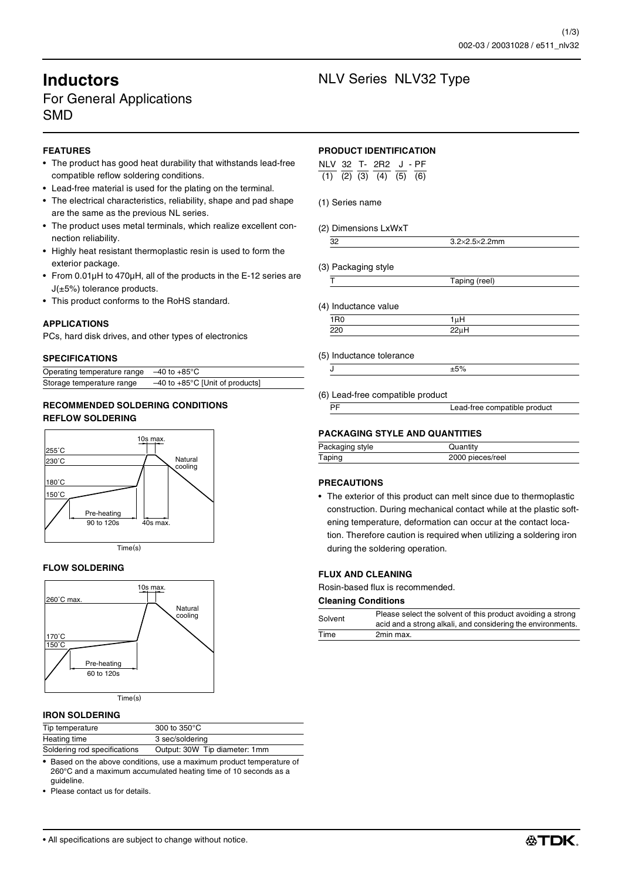# Inductors

## For General Applications
## SMD

# NLV Series NLV32 Type

### FEATURES

- The product has good heat durability that withstands lead-free compatible reflow soldering conditions.
- Lead-free material is used for the plating on the terminal.
- The electrical characteristics, reliability, shape and pad shape are the same as the previous NL series.
- The product uses metal terminals, which realize excellent connection reliability.
- Highly heat resistant thermoplastic resin is used to form the exterior package.
- From 0.01μH to 470μH, all of the products in the E-12 series are J(±5%) tolerance products.
- This product conforms to the RoHS standard.

### APPLICATIONS

PCs, hard disk drives, and other types of electronics

### SPECIFICATIONS

| | |
|---|---|
| Operating temperature range | –40 to +85°C |
| Storage temperature range | –40 to +85°C [Unit of products] |

### RECOMMENDED SOLDERING CONDITIONS

#### REFLOW SOLDERING

255°C, 230°C, 180°C, 150°C; 10s max.; Natural cooling; Pre-heating 90 to 120s; 40s max.; Time(s)

#### FLOW SOLDERING

260°C max., 170°C, 150°C; 10s max.; Natural cooling; Pre-heating 60 to 120s; Time(s)

#### IRON SOLDERING

| | |
|---|---|
| Tip temperature | 300 to 350°C |
| Heating time | 3 sec/soldering |
| Soldering rod specifications | Output: 30W Tip diameter: 1mm |

- Based on the above conditions, use a maximum product temperature of 260°C and a maximum accumulated heating time of 10 seconds as a guideline.
- Please contact us for details.

### PRODUCT IDENTIFICATION

NLV 32 T- 2R2 J - PF
(1) (2) (3) (4) (5) (6)

(1) Series name

(2) Dimensions LxWxT

| | |
|---|---|
| 32 | 3.2×2.5×2.2mm |

(3) Packaging style

| | |
|---|---|
| T | Taping (reel) |

(4) Inductance value

| | |
|---|---|
| 1R0 | 1μH |
| 220 | 22μH |

(5) Inductance tolerance

| | |
|---|---|
| J | ±5% |

(6) Lead-free compatible product

| | |
|---|---|
| PF | Lead-free compatible product |

### PACKAGING STYLE AND QUANTITIES

| Packaging style | Quantity |
|---|---|
| Taping | 2000 pieces/reel |

### PRECAUTIONS

- The exterior of this product can melt since due to thermoplastic construction. During mechanical contact while at the plastic softening temperature, deformation can occur at the contact location. Therefore caution is required when utilizing a soldering iron during the soldering operation.

### FLUX AND CLEANING

Rosin-based flux is recommended.

**Cleaning Conditions**

| | |
|---|---|
| Solvent | Please select the solvent of this product avoiding a strong acid and a strong alkali, and considering the environments. |
| Time | 2min max. |

• All specifications are subject to change without notice.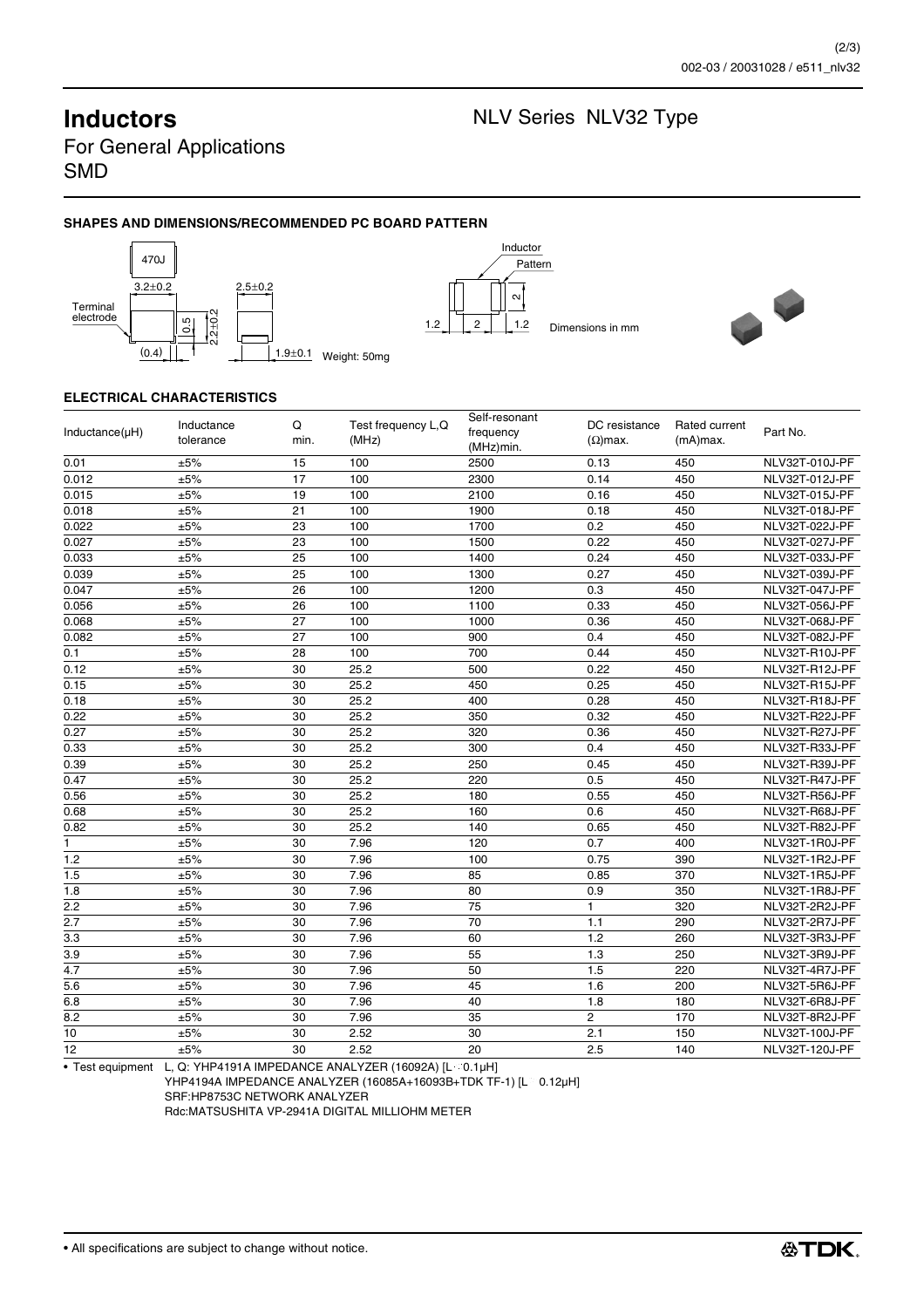# Inductors

NLV Series NLV32 Type

For General Applications
SMD

### SHAPES AND DIMENSIONS/RECOMMENDED PC BOARD PATTERN

470J

Terminal electrode

3.2±0.2

2.5±0.2

0.5

2.2±0.2

(0.4)

1.9±0.1

Weight: 50mg

Inductor

Pattern

1.2 2 1.2

2

Dimensions in mm

### ELECTRICAL CHARACTERISTICS

| Inductance(µH) | Inductance tolerance | Q min. | Test frequency L,Q (MHz) | Self-resonant frequency (MHz)min. | DC resistance (Ω)max. | Rated current (mA)max. | Part No. |
|---|---|---|---|---|---|---|---|
| 0.01 | ±5% | 15 | 100 | 2500 | 0.13 | 450 | NLV32T-010J-PF |
| 0.012 | ±5% | 17 | 100 | 2300 | 0.14 | 450 | NLV32T-012J-PF |
| 0.015 | ±5% | 19 | 100 | 2100 | 0.16 | 450 | NLV32T-015J-PF |
| 0.018 | ±5% | 21 | 100 | 1900 | 0.18 | 450 | NLV32T-018J-PF |
| 0.022 | ±5% | 23 | 100 | 1700 | 0.2 | 450 | NLV32T-022J-PF |
| 0.027 | ±5% | 23 | 100 | 1500 | 0.22 | 450 | NLV32T-027J-PF |
| 0.033 | ±5% | 25 | 100 | 1400 | 0.24 | 450 | NLV32T-033J-PF |
| 0.039 | ±5% | 25 | 100 | 1300 | 0.27 | 450 | NLV32T-039J-PF |
| 0.047 | ±5% | 26 | 100 | 1200 | 0.3 | 450 | NLV32T-047J-PF |
| 0.056 | ±5% | 26 | 100 | 1100 | 0.33 | 450 | NLV32T-056J-PF |
| 0.068 | ±5% | 27 | 100 | 1000 | 0.36 | 450 | NLV32T-068J-PF |
| 0.082 | ±5% | 27 | 100 | 900 | 0.4 | 450 | NLV32T-082J-PF |
| 0.1 | ±5% | 28 | 100 | 700 | 0.44 | 450 | NLV32T-R10J-PF |
| 0.12 | ±5% | 30 | 25.2 | 500 | 0.22 | 450 | NLV32T-R12J-PF |
| 0.15 | ±5% | 30 | 25.2 | 450 | 0.25 | 450 | NLV32T-R15J-PF |
| 0.18 | ±5% | 30 | 25.2 | 400 | 0.28 | 450 | NLV32T-R18J-PF |
| 0.22 | ±5% | 30 | 25.2 | 350 | 0.32 | 450 | NLV32T-R22J-PF |
| 0.27 | ±5% | 30 | 25.2 | 320 | 0.36 | 450 | NLV32T-R27J-PF |
| 0.33 | ±5% | 30 | 25.2 | 300 | 0.4 | 450 | NLV32T-R33J-PF |
| 0.39 | ±5% | 30 | 25.2 | 250 | 0.45 | 450 | NLV32T-R39J-PF |
| 0.47 | ±5% | 30 | 25.2 | 220 | 0.5 | 450 | NLV32T-R47J-PF |
| 0.56 | ±5% | 30 | 25.2 | 180 | 0.55 | 450 | NLV32T-R56J-PF |
| 0.68 | ±5% | 30 | 25.2 | 160 | 0.6 | 450 | NLV32T-R68J-PF |
| 0.82 | ±5% | 30 | 25.2 | 140 | 0.65 | 450 | NLV32T-R82J-PF |
| 1 | ±5% | 30 | 7.96 | 120 | 0.7 | 400 | NLV32T-1R0J-PF |
| 1.2 | ±5% | 30 | 7.96 | 100 | 0.75 | 390 | NLV32T-1R2J-PF |
| 1.5 | ±5% | 30 | 7.96 | 85 | 0.85 | 370 | NLV32T-1R5J-PF |
| 1.8 | ±5% | 30 | 7.96 | 80 | 0.9 | 350 | NLV32T-1R8J-PF |
| 2.2 | ±5% | 30 | 7.96 | 75 | 1 | 320 | NLV32T-2R2J-PF |
| 2.7 | ±5% | 30 | 7.96 | 70 | 1.1 | 290 | NLV32T-2R7J-PF |
| 3.3 | ±5% | 30 | 7.96 | 60 | 1.2 | 260 | NLV32T-3R3J-PF |
| 3.9 | ±5% | 30 | 7.96 | 55 | 1.3 | 250 | NLV32T-3R9J-PF |
| 4.7 | ±5% | 30 | 7.96 | 50 | 1.5 | 220 | NLV32T-4R7J-PF |
| 5.6 | ±5% | 30 | 7.96 | 45 | 1.6 | 200 | NLV32T-5R6J-PF |
| 6.8 | ±5% | 30 | 7.96 | 40 | 1.8 | 180 | NLV32T-6R8J-PF |
| 8.2 | ±5% | 30 | 7.96 | 35 | 2 | 170 | NLV32T-8R2J-PF |
| 10 | ±5% | 30 | 2.52 | 30 | 2.1 | 150 | NLV32T-100J-PF |
| 12 | ±5% | 30 | 2.52 | 20 | 2.5 | 140 | NLV32T-120J-PF |

• Test equipment L, Q: YHP4191A IMPEDANCE ANALYZER (16092A) [L≤0.1µH]
YHP4194A IMPEDANCE ANALYZER (16085A+16093B+TDK TF-1) [L≥0.12µH]
SRF:HP8753C NETWORK ANALYZER
Rdc:MATSUSHITA VP-2941A DIGITAL MILLIOHM METER

• All specifications are subject to change without notice.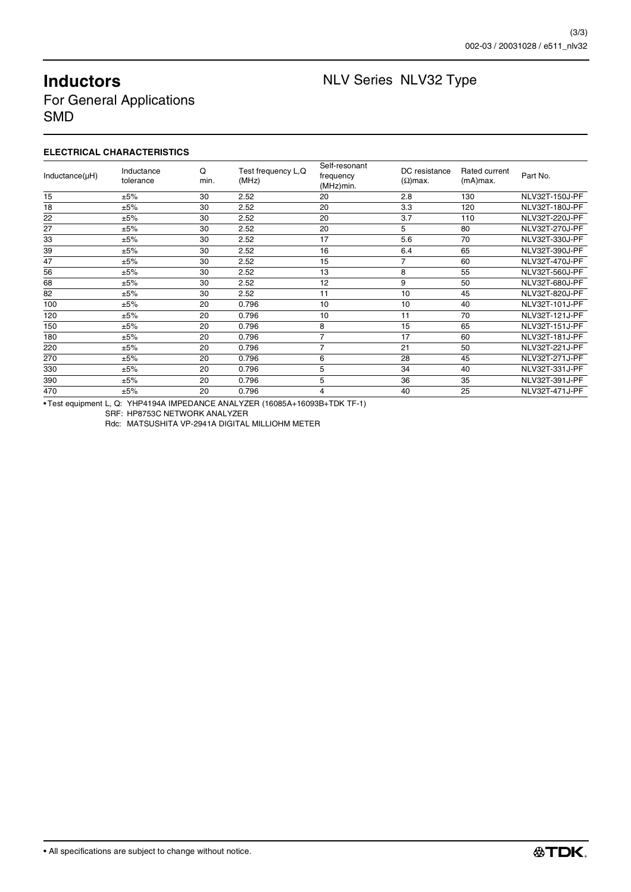# Inductors

## For General Applications
## SMD

NLV Series NLV32 Type

### ELECTRICAL CHARACTERISTICS

| Inductance(μH) | Inductance tolerance | Q min. | Test frequency L,Q (MHz) | Self-resonant frequency (MHz)min. | DC resistance (Ω)max. | Rated current (mA)max. | Part No. |
|---|---|---|---|---|---|---|---|
| 15 | ±5% | 30 | 2.52 | 20 | 2.8 | 130 | NLV32T-150J-PF |
| 18 | ±5% | 30 | 2.52 | 20 | 3.3 | 120 | NLV32T-180J-PF |
| 22 | ±5% | 30 | 2.52 | 20 | 3.7 | 110 | NLV32T-220J-PF |
| 27 | ±5% | 30 | 2.52 | 20 | 5 | 80 | NLV32T-270J-PF |
| 33 | ±5% | 30 | 2.52 | 17 | 5.6 | 70 | NLV32T-330J-PF |
| 39 | ±5% | 30 | 2.52 | 16 | 6.4 | 65 | NLV32T-390J-PF |
| 47 | ±5% | 30 | 2.52 | 15 | 7 | 60 | NLV32T-470J-PF |
| 56 | ±5% | 30 | 2.52 | 13 | 8 | 55 | NLV32T-560J-PF |
| 68 | ±5% | 30 | 2.52 | 12 | 9 | 50 | NLV32T-680J-PF |
| 82 | ±5% | 30 | 2.52 | 11 | 10 | 45 | NLV32T-820J-PF |
| 100 | ±5% | 20 | 0.796 | 10 | 10 | 40 | NLV32T-101J-PF |
| 120 | ±5% | 20 | 0.796 | 10 | 11 | 70 | NLV32T-121J-PF |
| 150 | ±5% | 20 | 0.796 | 8 | 15 | 65 | NLV32T-151J-PF |
| 180 | ±5% | 20 | 0.796 | 7 | 17 | 60 | NLV32T-181J-PF |
| 220 | ±5% | 20 | 0.796 | 7 | 21 | 50 | NLV32T-221J-PF |
| 270 | ±5% | 20 | 0.796 | 6 | 28 | 45 | NLV32T-271J-PF |
| 330 | ±5% | 20 | 0.796 | 5 | 34 | 40 | NLV32T-331J-PF |
| 390 | ±5% | 20 | 0.796 | 5 | 36 | 35 | NLV32T-391J-PF |
| 470 | ±5% | 20 | 0.796 | 4 | 40 | 25 | NLV32T-471J-PF |

• Test equipment L, Q: YHP4194A IMPEDANCE ANALYZER (16085A+16093B+TDK TF-1)
SRF: HP8753C NETWORK ANALYZER
Rdc: MATSUSHITA VP-2941A DIGITAL MILLIOHM METER

• All specifications are subject to change without notice.